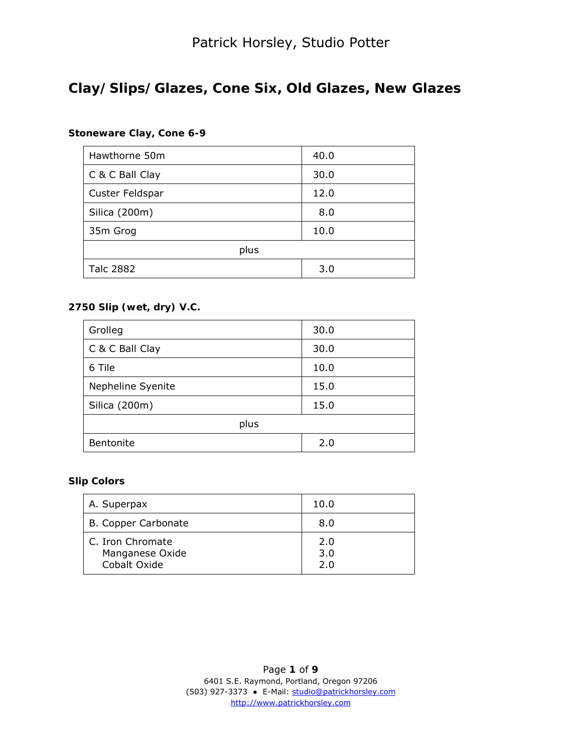# Clay/Slips/Glazes, Cone Six, Old Glazes, New Glazes

### Stoneware Clay, Cone 6-9

| | |
|---|---|
| Hawthorne 50m | 40.0 |
| C & C Ball Clay | 30.0 |
| Custer Feldspar | 12.0 |
| Silica (200m) | 8.0 |
| 35m Grog | 10.0 |
| plus | |
| Talc 2882 | 3.0 |

### 2750 Slip (wet, dry) V.C.

| | |
|---|---|
| Grolleg | 30.0 |
| C & C Ball Clay | 30.0 |
| 6 Tile | 10.0 |
| Nepheline Syenite | 15.0 |
| Silica (200m) | 15.0 |
| plus | |
| Bentonite | 2.0 |

### Slip Colors

| | |
|---|---|
| A. Superpax | 10.0 |
| B. Copper Carbonate | 8.0 |
| C. Iron Chromate<br>Manganese Oxide<br>Cobalt Oxide | 2.0<br>3.0<br>2.0 |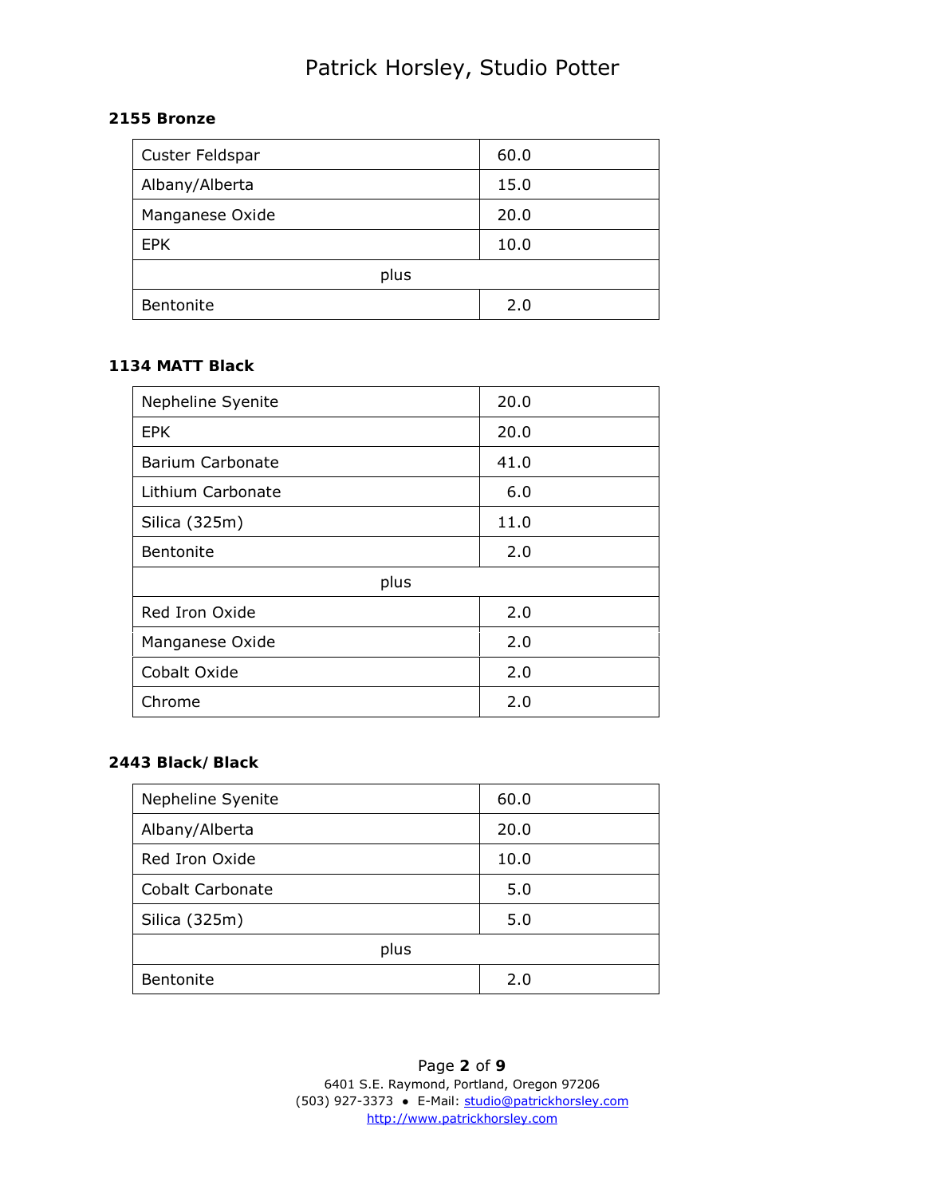**2155 Bronze**

| | |
|---|---|
| Custer Feldspar | 60.0 |
| Albany/Alberta | 15.0 |
| Manganese Oxide | 20.0 |
| EPK | 10.0 |
| plus | |
| Bentonite | 2.0 |

**1134 MATT Black**

| | |
|---|---|
| Nepheline Syenite | 20.0 |
| EPK | 20.0 |
| Barium Carbonate | 41.0 |
| Lithium Carbonate | 6.0 |
| Silica (325m) | 11.0 |
| Bentonite | 2.0 |
| plus | |
| Red Iron Oxide | 2.0 |
| Manganese Oxide | 2.0 |
| Cobalt Oxide | 2.0 |
| Chrome | 2.0 |

**2443 Black/ Black**

| | |
|---|---|
| Nepheline Syenite | 60.0 |
| Albany/Alberta | 20.0 |
| Red Iron Oxide | 10.0 |
| Cobalt Carbonate | 5.0 |
| Silica (325m) | 5.0 |
| plus | |
| Bentonite | 2.0 |

6401 S.E. Raymond, Portland, Oregon 97206
(503) 927-3373 • E-Mail: studio@patrickhorsley.com
http://www.patrickhorsley.com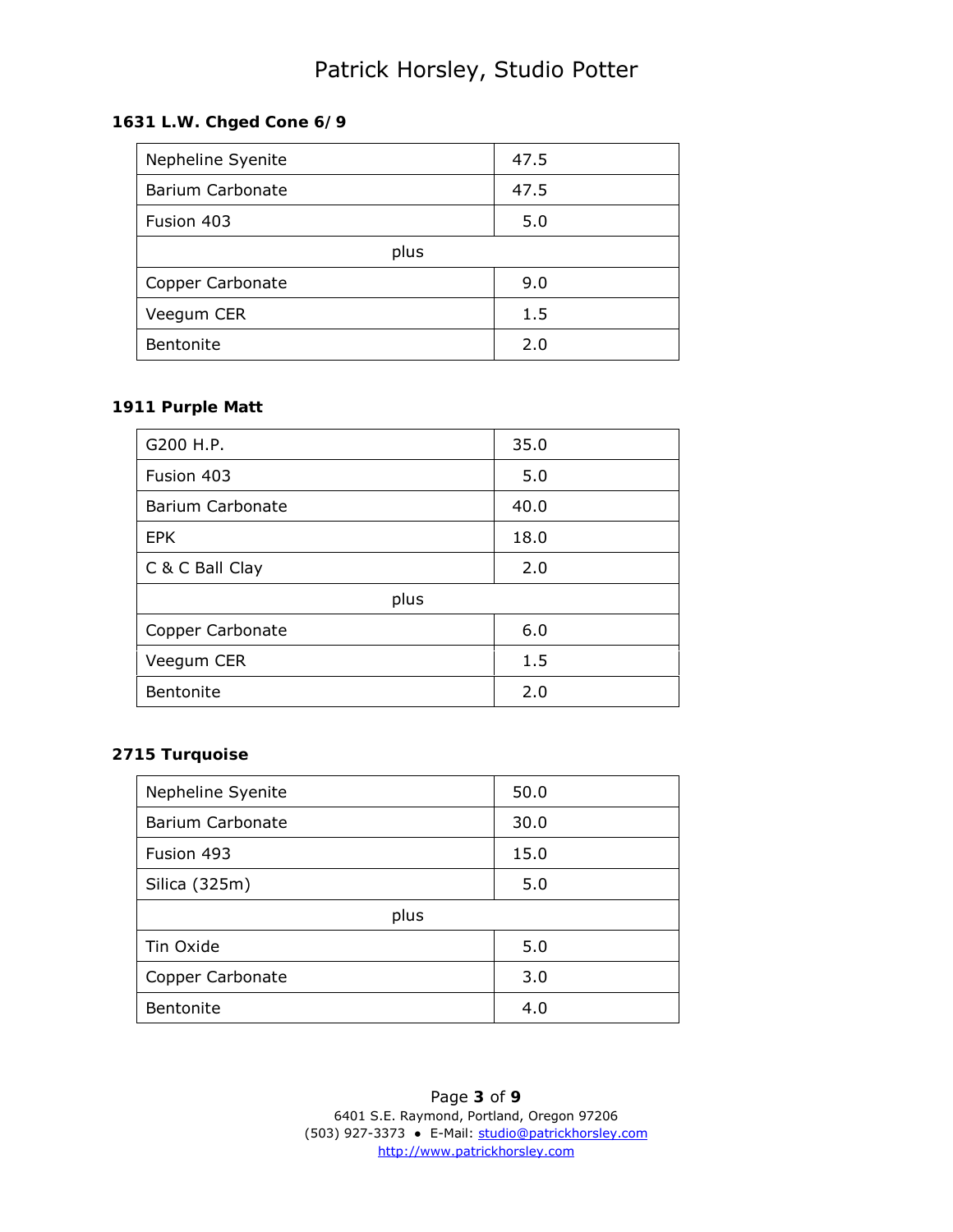**1631 L.W. Chged Cone 6/9**

| | |
|---|---|
| Nepheline Syenite | 47.5 |
| Barium Carbonate | 47.5 |
| Fusion 403 | 5.0 |
| plus | |
| Copper Carbonate | 9.0 |
| Veegum CER | 1.5 |
| Bentonite | 2.0 |

**1911 Purple Matt**

| | |
|---|---|
| G200 H.P. | 35.0 |
| Fusion 403 | 5.0 |
| Barium Carbonate | 40.0 |
| EPK | 18.0 |
| C & C Ball Clay | 2.0 |
| plus | |
| Copper Carbonate | 6.0 |
| Veegum CER | 1.5 |
| Bentonite | 2.0 |

**2715 Turquoise**

| | |
|---|---|
| Nepheline Syenite | 50.0 |
| Barium Carbonate | 30.0 |
| Fusion 493 | 15.0 |
| Silica (325m) | 5.0 |
| plus | |
| Tin Oxide | 5.0 |
| Copper Carbonate | 3.0 |
| Bentonite | 4.0 |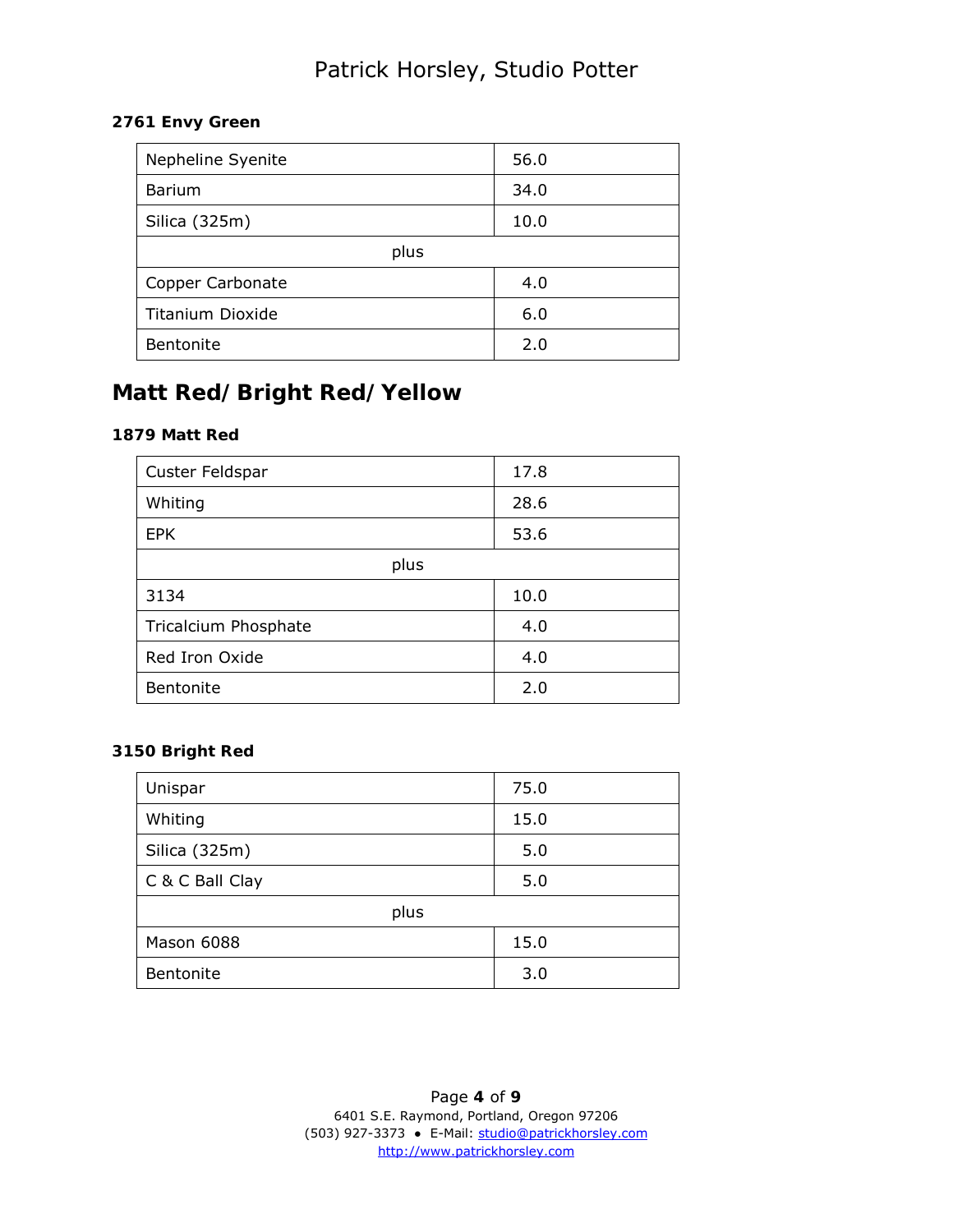### 2761 Envy Green

| | |
|---|---|
| Nepheline Syenite | 56.0 |
| Barium | 34.0 |
| Silica (325m) | 10.0 |
| plus | |
| Copper Carbonate | 4.0 |
| Titanium Dioxide | 6.0 |
| Bentonite | 2.0 |

## Matt Red/ Bright Red/ Yellow

### 1879 Matt Red

| | |
|---|---|
| Custer Feldspar | 17.8 |
| Whiting | 28.6 |
| EPK | 53.6 |
| plus | |
| 3134 | 10.0 |
| Tricalcium Phosphate | 4.0 |
| Red Iron Oxide | 4.0 |
| Bentonite | 2.0 |

### 3150 Bright Red

| | |
|---|---|
| Unispar | 75.0 |
| Whiting | 15.0 |
| Silica (325m) | 5.0 |
| C & C Ball Clay | 5.0 |
| plus | |
| Mason 6088 | 15.0 |
| Bentonite | 3.0 |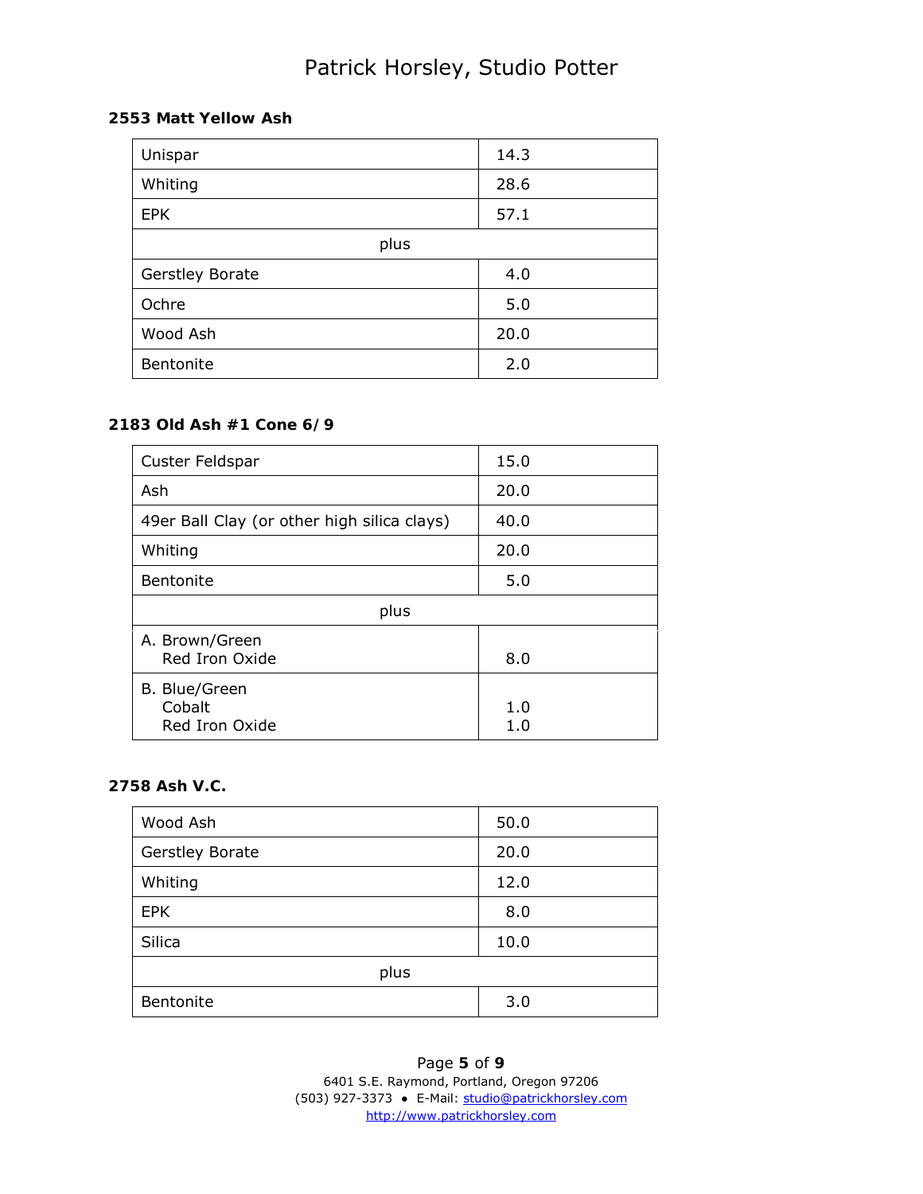### 2553 Matt Yellow Ash

| | |
|---|---|
| Unispar | 14.3 |
| Whiting | 28.6 |
| EPK | 57.1 |
| plus | |
| Gerstley Borate | 4.0 |
| Ochre | 5.0 |
| Wood Ash | 20.0 |
| Bentonite | 2.0 |

### 2183 Old Ash #1 Cone 6/9

| | |
|---|---|
| Custer Feldspar | 15.0 |
| Ash | 20.0 |
| 49er Ball Clay (or other high silica clays) | 40.0 |
| Whiting | 20.0 |
| Bentonite | 5.0 |
| plus | |
| A. Brown/Green<br>Red Iron Oxide | <br>8.0 |
| B. Blue/Green<br>Cobalt<br>Red Iron Oxide | <br>1.0<br>1.0 |

### 2758 Ash V.C.

| | |
|---|---|
| Wood Ash | 50.0 |
| Gerstley Borate | 20.0 |
| Whiting | 12.0 |
| EPK | 8.0 |
| Silica | 10.0 |
| plus | |
| Bentonite | 3.0 |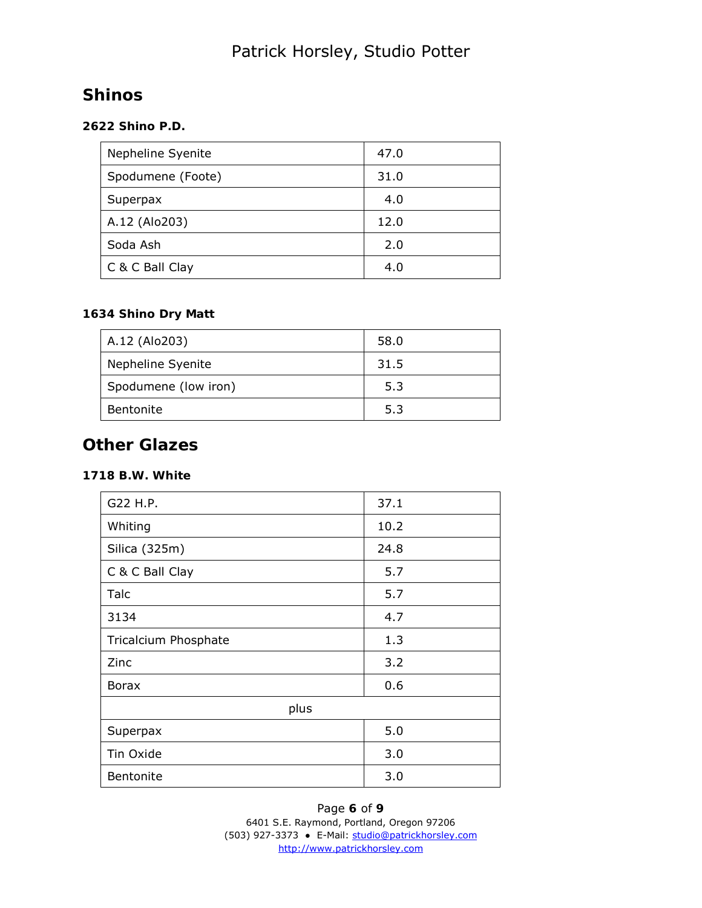## Shinos

### 2622 Shino P.D.

| | |
|---|---|
| Nepheline Syenite | 47.0 |
| Spodumene (Foote) | 31.0 |
| Superpax | 4.0 |
| A.12 (Alo203) | 12.0 |
| Soda Ash | 2.0 |
| C & C Ball Clay | 4.0 |

### 1634 Shino Dry Matt

| | |
|---|---|
| A.12 (Alo203) | 58.0 |
| Nepheline Syenite | 31.5 |
| Spodumene (low iron) | 5.3 |
| Bentonite | 5.3 |

## Other Glazes

### 1718 B.W. White

| | |
|---|---|
| G22 H.P. | 37.1 |
| Whiting | 10.2 |
| Silica (325m) | 24.8 |
| C & C Ball Clay | 5.7 |
| Talc | 5.7 |
| 3134 | 4.7 |
| Tricalcium Phosphate | 1.3 |
| Zinc | 3.2 |
| Borax | 0.6 |
| plus | |
| Superpax | 5.0 |
| Tin Oxide | 3.0 |
| Bentonite | 3.0 |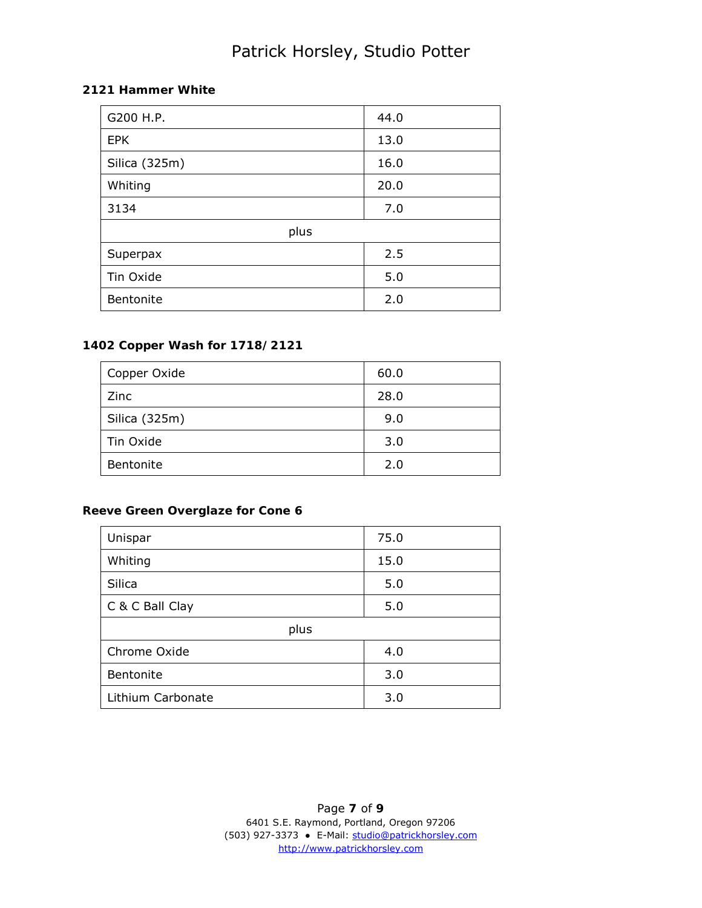### 2121 Hammer White

| | |
|---|---|
| G200 H.P. | 44.0 |
| EPK | 13.0 |
| Silica (325m) | 16.0 |
| Whiting | 20.0 |
| 3134 | 7.0 |
| plus | |
| Superpax | 2.5 |
| Tin Oxide | 5.0 |
| Bentonite | 2.0 |

### 1402 Copper Wash for 1718/2121

| | |
|---|---|
| Copper Oxide | 60.0 |
| Zinc | 28.0 |
| Silica (325m) | 9.0 |
| Tin Oxide | 3.0 |
| Bentonite | 2.0 |

### Reeve Green Overglaze for Cone 6

| | |
|---|---|
| Unispar | 75.0 |
| Whiting | 15.0 |
| Silica | 5.0 |
| C & C Ball Clay | 5.0 |
| plus | |
| Chrome Oxide | 4.0 |
| Bentonite | 3.0 |
| Lithium Carbonate | 3.0 |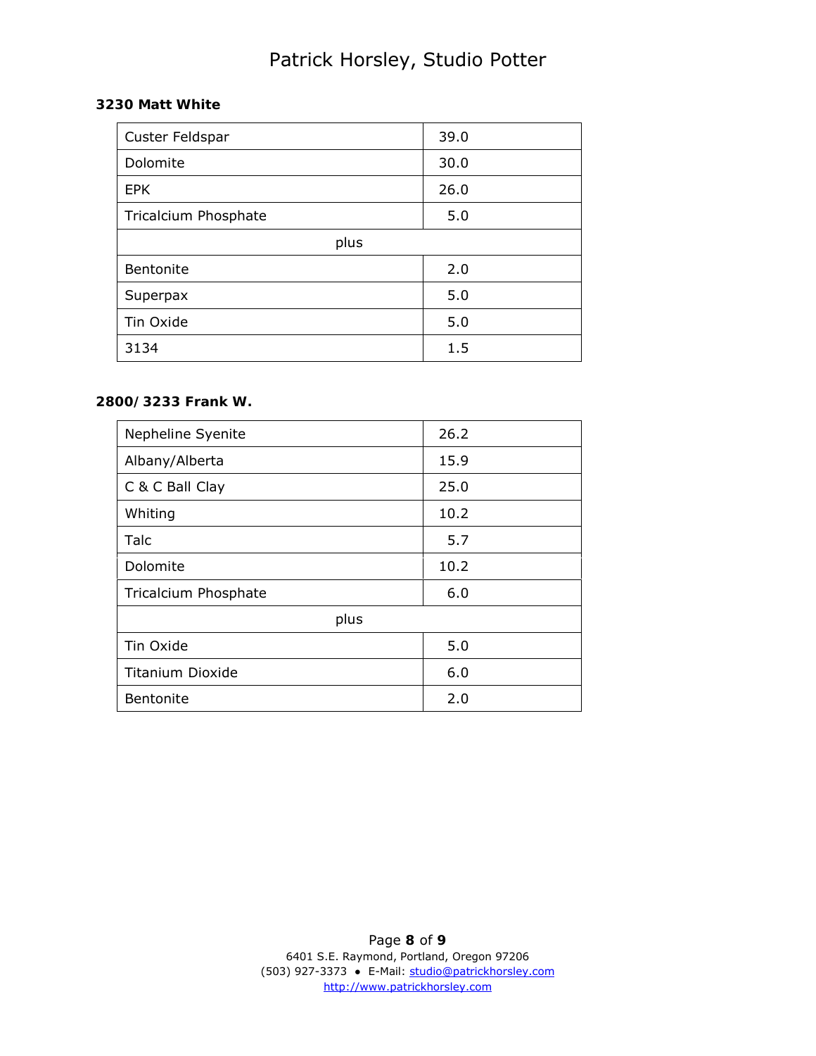### 3230 Matt White

| | |
|---|---|
| Custer Feldspar | 39.0 |
| Dolomite | 30.0 |
| EPK | 26.0 |
| Tricalcium Phosphate | 5.0 |
| plus | |
| Bentonite | 2.0 |
| Superpax | 5.0 |
| Tin Oxide | 5.0 |
| 3134 | 1.5 |

### 2800/ 3233 Frank W.

| | |
|---|---|
| Nepheline Syenite | 26.2 |
| Albany/Alberta | 15.9 |
| C & C Ball Clay | 25.0 |
| Whiting | 10.2 |
| Talc | 5.7 |
| Dolomite | 10.2 |
| Tricalcium Phosphate | 6.0 |
| plus | |
| Tin Oxide | 5.0 |
| Titanium Dioxide | 6.0 |
| Bentonite | 2.0 |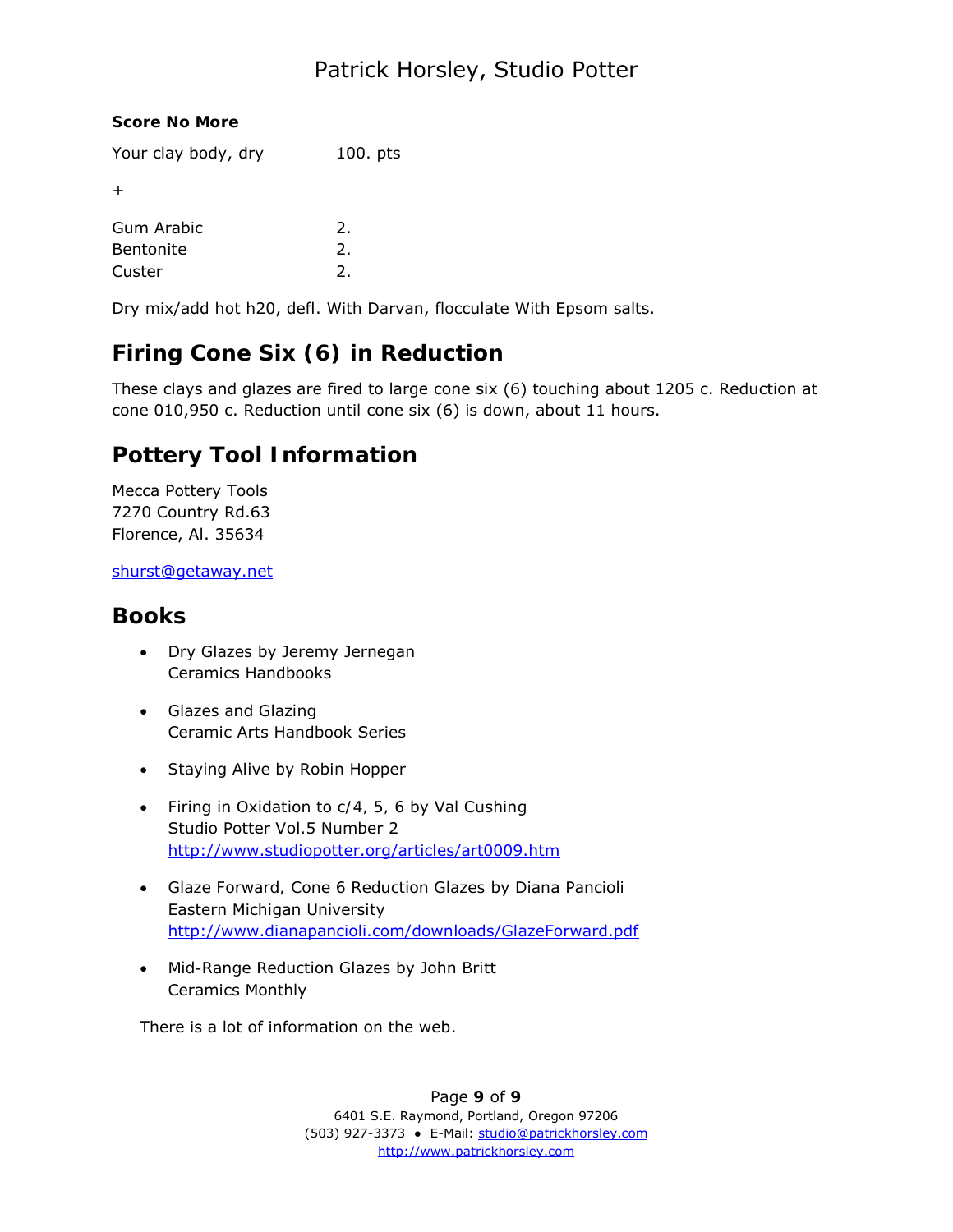**Score No More**

| | |
|---|---|
| Your clay body, dry | 100. pts |
| + | |
| Gum Arabic | 2. |
| Bentonite | 2. |
| Custer | 2. |

Dry mix/add hot h20, defl. With Darvan, flocculate With Epsom salts.

## Firing Cone Six (6) in Reduction

These clays and glazes are fired to large cone six (6) touching about 1205 c. Reduction at cone 010,950 c. Reduction until cone six (6) is down, about 11 hours.

## Pottery Tool Information

Mecca Pottery Tools
7270 Country Rd.63
Florence, Al. 35634

shurst@getaway.net

## Books

- Dry Glazes by Jeremy Jernegan
  Ceramics Handbooks
- Glazes and Glazing
  Ceramic Arts Handbook Series
- Staying Alive by Robin Hopper
- Firing in Oxidation to c/4, 5, 6 by Val Cushing
  Studio Potter Vol.5 Number 2
  http://www.studiopotter.org/articles/art0009.htm
- Glaze Forward, Cone 6 Reduction Glazes by Diana Pancioli
  Eastern Michigan University
  http://www.dianapancioli.com/downloads/GlazeForward.pdf
- Mid-Range Reduction Glazes by John Britt
  Ceramics Monthly

There is a lot of information on the web.